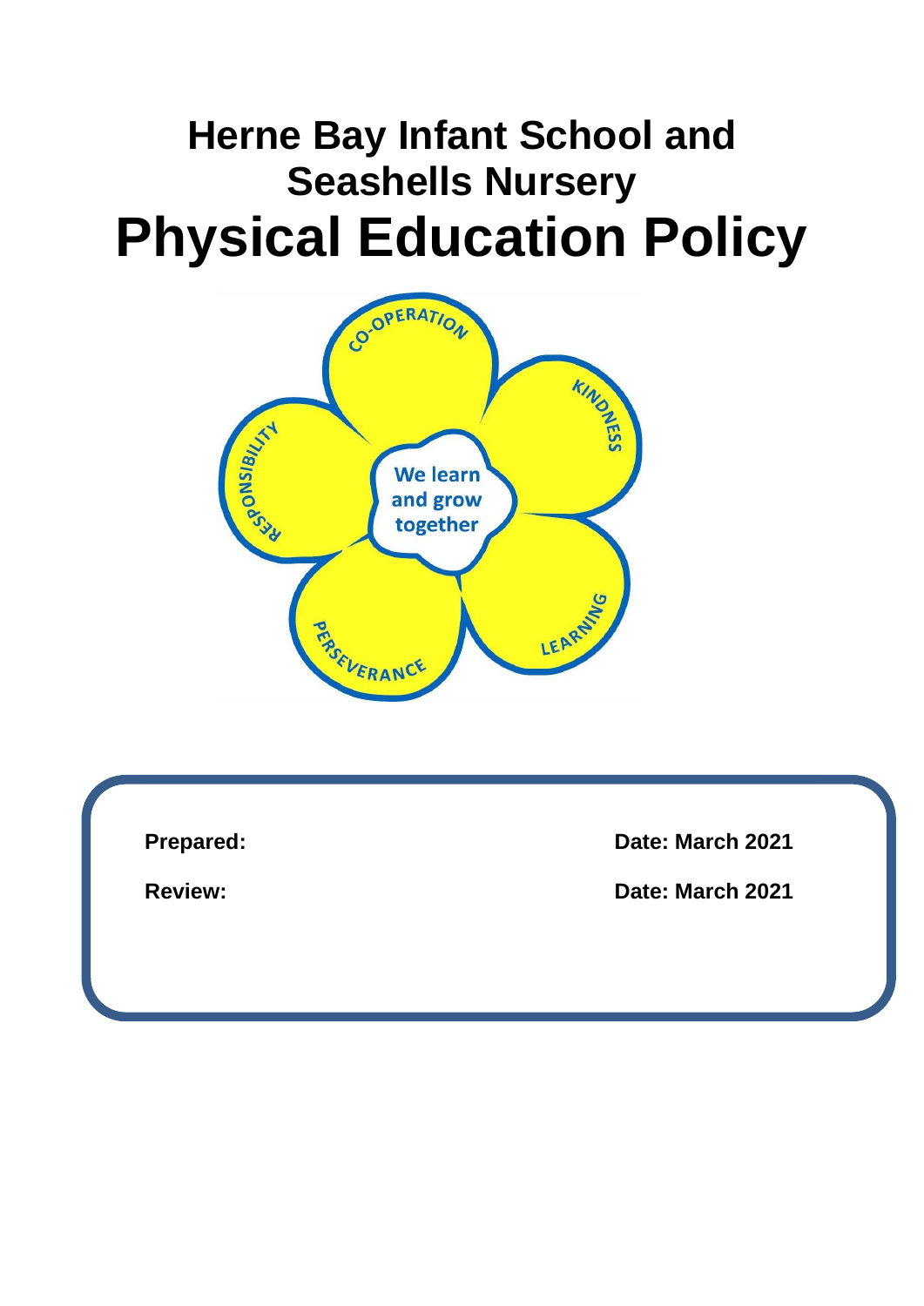# Herne Bay Infant School and Seashells Nursery

# Physical Education Policy

CO-OPERATION

KINDNESS

LEARNING

PERSEVERANCE

RESPONSIBILITY

We learn and grow together

**Prepared:** **Date: March 2021**

**Review:** **Date: March 2021**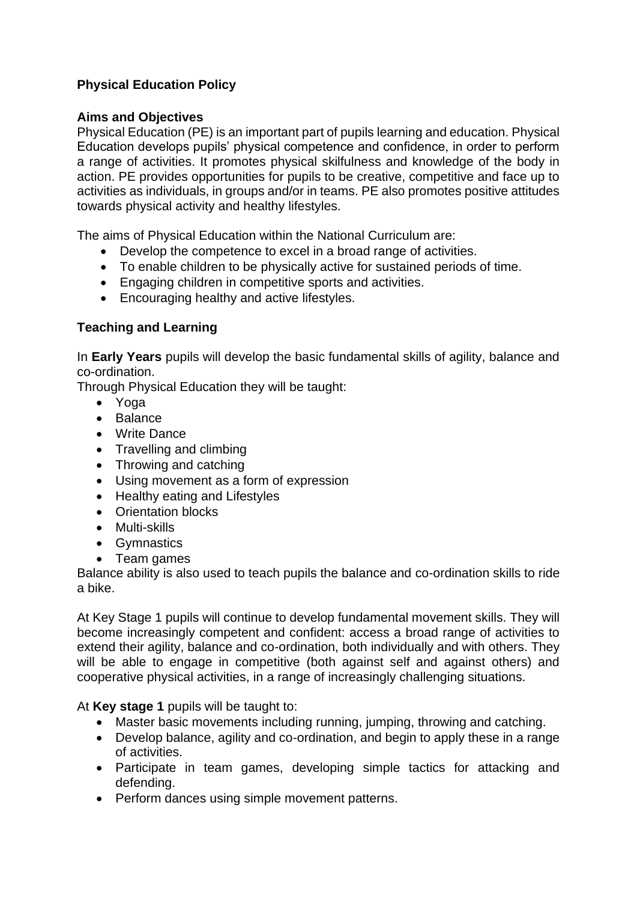**Physical Education Policy**

**Aims and Objectives**

Physical Education (PE) is an important part of pupils learning and education. Physical Education develops pupils' physical competence and confidence, in order to perform a range of activities. It promotes physical skilfulness and knowledge of the body in action. PE provides opportunities for pupils to be creative, competitive and face up to activities as individuals, in groups and/or in teams. PE also promotes positive attitudes towards physical activity and healthy lifestyles.

The aims of Physical Education within the National Curriculum are:

- Develop the competence to excel in a broad range of activities.
- To enable children to be physically active for sustained periods of time.
- Engaging children in competitive sports and activities.
- Encouraging healthy and active lifestyles.

**Teaching and Learning**

In **Early Years** pupils will develop the basic fundamental skills of agility, balance and co-ordination.

Through Physical Education they will be taught:

- Yoga
- Balance
- Write Dance
- Travelling and climbing
- Throwing and catching
- Using movement as a form of expression
- Healthy eating and Lifestyles
- Orientation blocks
- Multi-skills
- Gymnastics
- Team games

Balance ability is also used to teach pupils the balance and co-ordination skills to ride a bike.

At Key Stage 1 pupils will continue to develop fundamental movement skills. They will become increasingly competent and confident: access a broad range of activities to extend their agility, balance and co-ordination, both individually and with others. They will be able to engage in competitive (both against self and against others) and cooperative physical activities, in a range of increasingly challenging situations.

At **Key stage 1** pupils will be taught to:

- Master basic movements including running, jumping, throwing and catching.
- Develop balance, agility and co-ordination, and begin to apply these in a range of activities.
- Participate in team games, developing simple tactics for attacking and defending.
- Perform dances using simple movement patterns.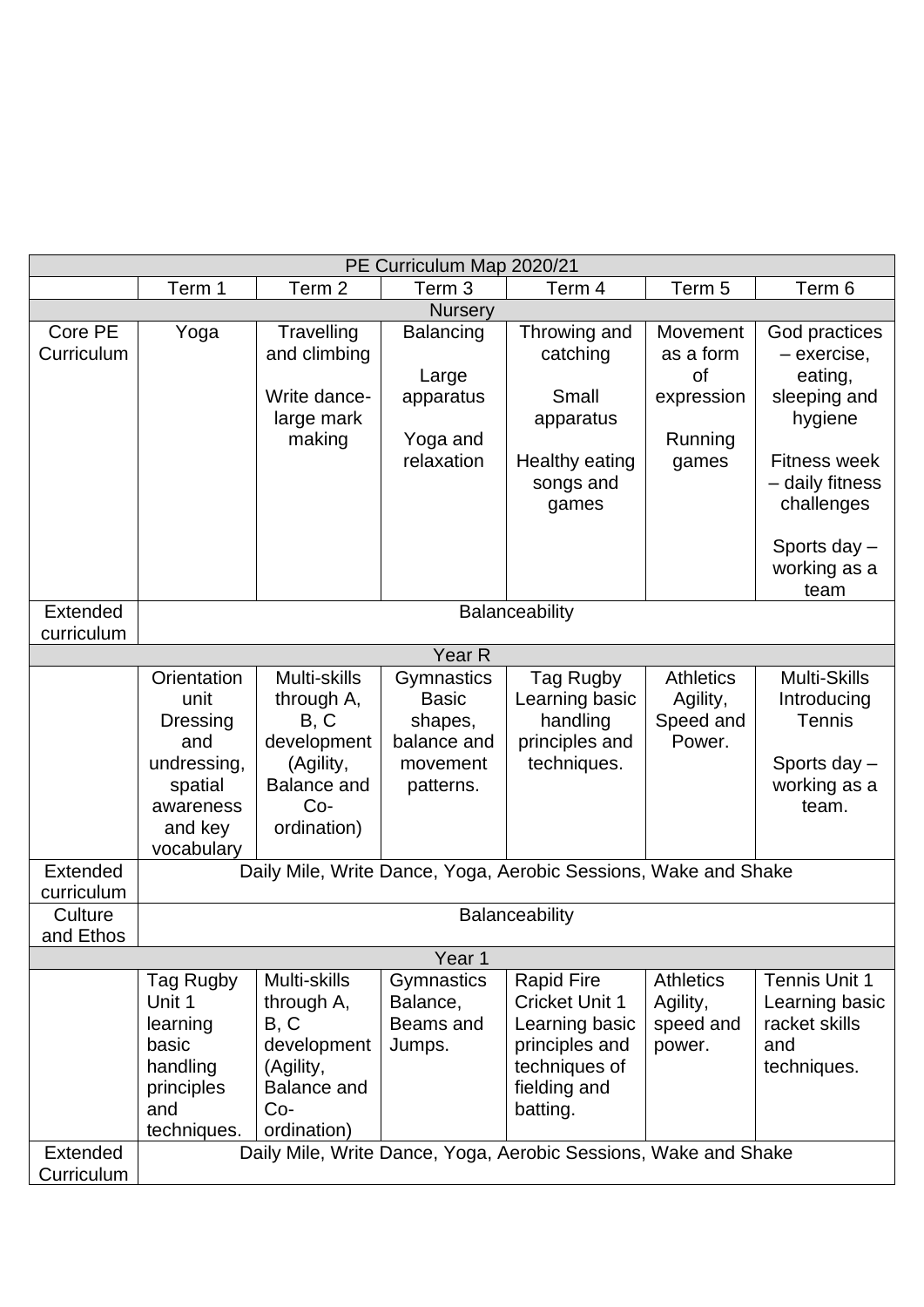| PE Curriculum Map 2020/21 | | | | | | |
|---|---|---|---|---|---|---|
| | Term 1 | Term 2 | Term 3 | Term 4 | Term 5 | Term 6 |
| Nursery | | | | | | |
| Core PE Curriculum | Yoga | Travelling and climbing<br><br>Write dance-large mark making | Balancing<br><br>Large apparatus<br><br>Yoga and relaxation | Throwing and catching<br><br>Small apparatus<br><br>Healthy eating songs and games | Movement as a form of expression<br><br>Running games | God practices – exercise, eating, sleeping and hygiene<br><br>Fitness week – daily fitness challenges<br><br>Sports day – working as a team |
| Extended curriculum | Balanceability | | | | | |
| Year R | | | | | | |
| | Orientation unit Dressing and undressing, spatial awareness and key vocabulary | Multi-skills through A, B, C development (Agility, Balance and Co-ordination) | Gymnastics Basic shapes, balance and movement patterns. | Tag Rugby Learning basic handling principles and techniques. | Athletics Agility, Speed and Power. | Multi-Skills Introducing Tennis<br><br>Sports day – working as a team. |
| Extended curriculum | Daily Mile, Write Dance, Yoga, Aerobic Sessions, Wake and Shake | | | | | |
| Culture and Ethos | Balanceability | | | | | |
| Year 1 | | | | | | |
| | Tag Rugby Unit 1 learning basic handling principles and techniques. | Multi-skills through A, B, C development (Agility, Balance and Co-ordination) | Gymnastics Balance, Beams and Jumps. | Rapid Fire Cricket Unit 1 Learning basic principles and techniques of fielding and batting. | Athletics Agility, speed and power. | Tennis Unit 1 Learning basic racket skills and techniques. |
| Extended Curriculum | Daily Mile, Write Dance, Yoga, Aerobic Sessions, Wake and Shake | | | | | |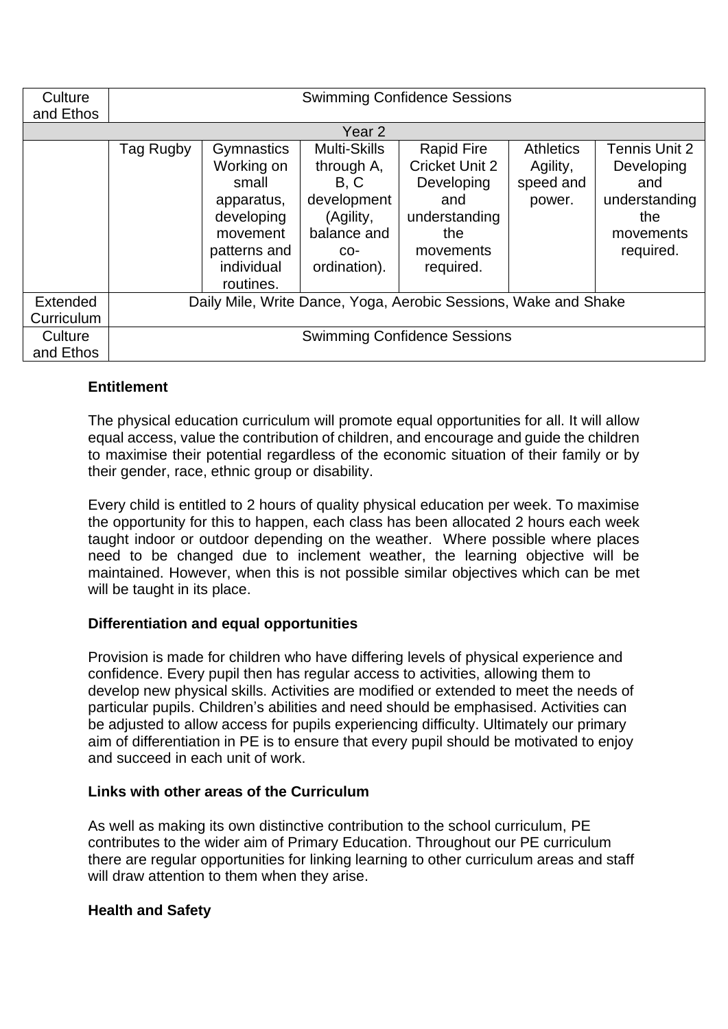| | | | | | | |
|---|---|---|---|---|---|---|
| Culture and Ethos | Swimming Confidence Sessions | | | | | |
| Year 2 | | | | | | |
| | Tag Rugby | Gymnastics Working on small apparatus, developing movement patterns and individual routines. | Multi-Skills through A, B, C development (Agility, balance and co-ordination). | Rapid Fire Cricket Unit 2 Developing and understanding the movements required. | Athletics Agility, speed and power. | Tennis Unit 2 Developing and understanding the movements required. |
| Extended Curriculum | Daily Mile, Write Dance, Yoga, Aerobic Sessions, Wake and Shake | | | | | |
| Culture and Ethos | Swimming Confidence Sessions | | | | | |

**Entitlement**

The physical education curriculum will promote equal opportunities for all. It will allow equal access, value the contribution of children, and encourage and guide the children to maximise their potential regardless of the economic situation of their family or by their gender, race, ethnic group or disability.

Every child is entitled to 2 hours of quality physical education per week. To maximise the opportunity for this to happen, each class has been allocated 2 hours each week taught indoor or outdoor depending on the weather. Where possible where places need to be changed due to inclement weather, the learning objective will be maintained. However, when this is not possible similar objectives which can be met will be taught in its place.

**Differentiation and equal opportunities**

Provision is made for children who have differing levels of physical experience and confidence. Every pupil then has regular access to activities, allowing them to develop new physical skills. Activities are modified or extended to meet the needs of particular pupils. Children's abilities and need should be emphasised. Activities can be adjusted to allow access for pupils experiencing difficulty. Ultimately our primary aim of differentiation in PE is to ensure that every pupil should be motivated to enjoy and succeed in each unit of work.

**Links with other areas of the Curriculum**

As well as making its own distinctive contribution to the school curriculum, PE contributes to the wider aim of Primary Education. Throughout our PE curriculum there are regular opportunities for linking learning to other curriculum areas and staff will draw attention to them when they arise.

**Health and Safety**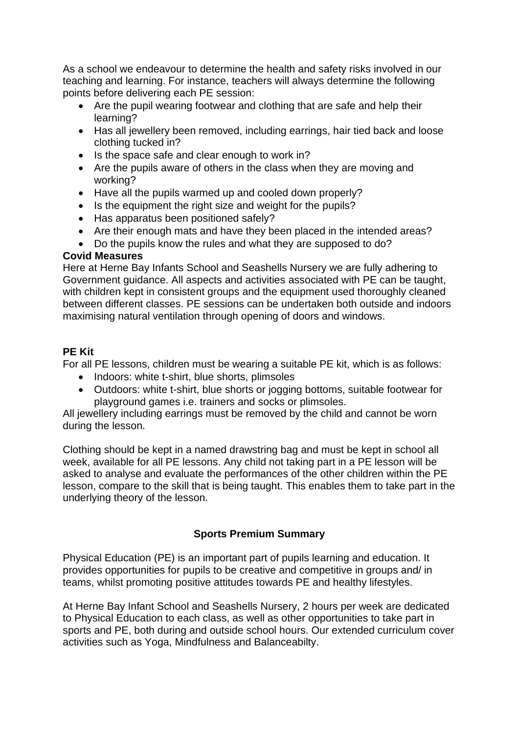As a school we endeavour to determine the health and safety risks involved in our teaching and learning. For instance, teachers will always determine the following points before delivering each PE session:

- Are the pupil wearing footwear and clothing that are safe and help their learning?
- Has all jewellery been removed, including earrings, hair tied back and loose clothing tucked in?
- Is the space safe and clear enough to work in?
- Are the pupils aware of others in the class when they are moving and working?
- Have all the pupils warmed up and cooled down properly?
- Is the equipment the right size and weight for the pupils?
- Has apparatus been positioned safely?
- Are their enough mats and have they been placed in the intended areas?
- Do the pupils know the rules and what they are supposed to do?

**Covid Measures**

Here at Herne Bay Infants School and Seashells Nursery we are fully adhering to Government guidance. All aspects and activities associated with PE can be taught, with children kept in consistent groups and the equipment used thoroughly cleaned between different classes. PE sessions can be undertaken both outside and indoors maximising natural ventilation through opening of doors and windows.

**PE Kit**

For all PE lessons, children must be wearing a suitable PE kit, which is as follows:

- Indoors: white t-shirt, blue shorts, plimsoles
- Outdoors: white t-shirt, blue shorts or jogging bottoms, suitable footwear for playground games i.e. trainers and socks or plimsoles.

All jewellery including earrings must be removed by the child and cannot be worn during the lesson.

Clothing should be kept in a named drawstring bag and must be kept in school all week, available for all PE lessons. Any child not taking part in a PE lesson will be asked to analyse and evaluate the performances of the other children within the PE lesson, compare to the skill that is being taught. This enables them to take part in the underlying theory of the lesson.

## Sports Premium Summary

Physical Education (PE) is an important part of pupils learning and education. It provides opportunities for pupils to be creative and competitive in groups and/ in teams, whilst promoting positive attitudes towards PE and healthy lifestyles.

At Herne Bay Infant School and Seashells Nursery, 2 hours per week are dedicated to Physical Education to each class, as well as other opportunities to take part in sports and PE, both during and outside school hours. Our extended curriculum cover activities such as Yoga, Mindfulness and Balanceabilty.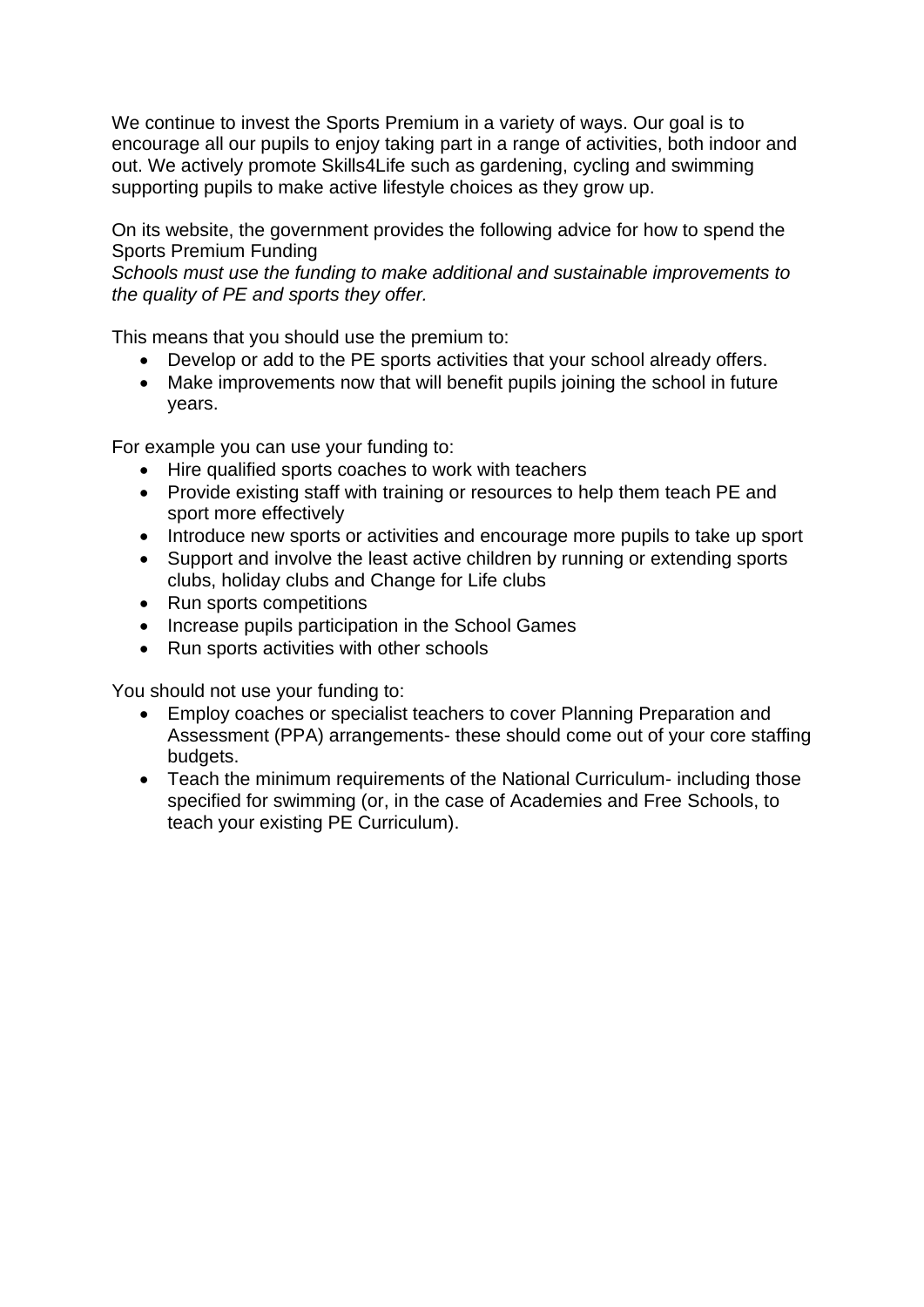We continue to invest the Sports Premium in a variety of ways. Our goal is to encourage all our pupils to enjoy taking part in a range of activities, both indoor and out. We actively promote Skills4Life such as gardening, cycling and swimming supporting pupils to make active lifestyle choices as they grow up.

On its website, the government provides the following advice for how to spend the Sports Premium Funding
*Schools must use the funding to make additional and sustainable improvements to the quality of PE and sports they offer.*

This means that you should use the premium to:

- Develop or add to the PE sports activities that your school already offers.
- Make improvements now that will benefit pupils joining the school in future years.

For example you can use your funding to:

- Hire qualified sports coaches to work with teachers
- Provide existing staff with training or resources to help them teach PE and sport more effectively
- Introduce new sports or activities and encourage more pupils to take up sport
- Support and involve the least active children by running or extending sports clubs, holiday clubs and Change for Life clubs
- Run sports competitions
- Increase pupils participation in the School Games
- Run sports activities with other schools

You should not use your funding to:

- Employ coaches or specialist teachers to cover Planning Preparation and Assessment (PPA) arrangements- these should come out of your core staffing budgets.
- Teach the minimum requirements of the National Curriculum- including those specified for swimming (or, in the case of Academies and Free Schools, to teach your existing PE Curriculum).